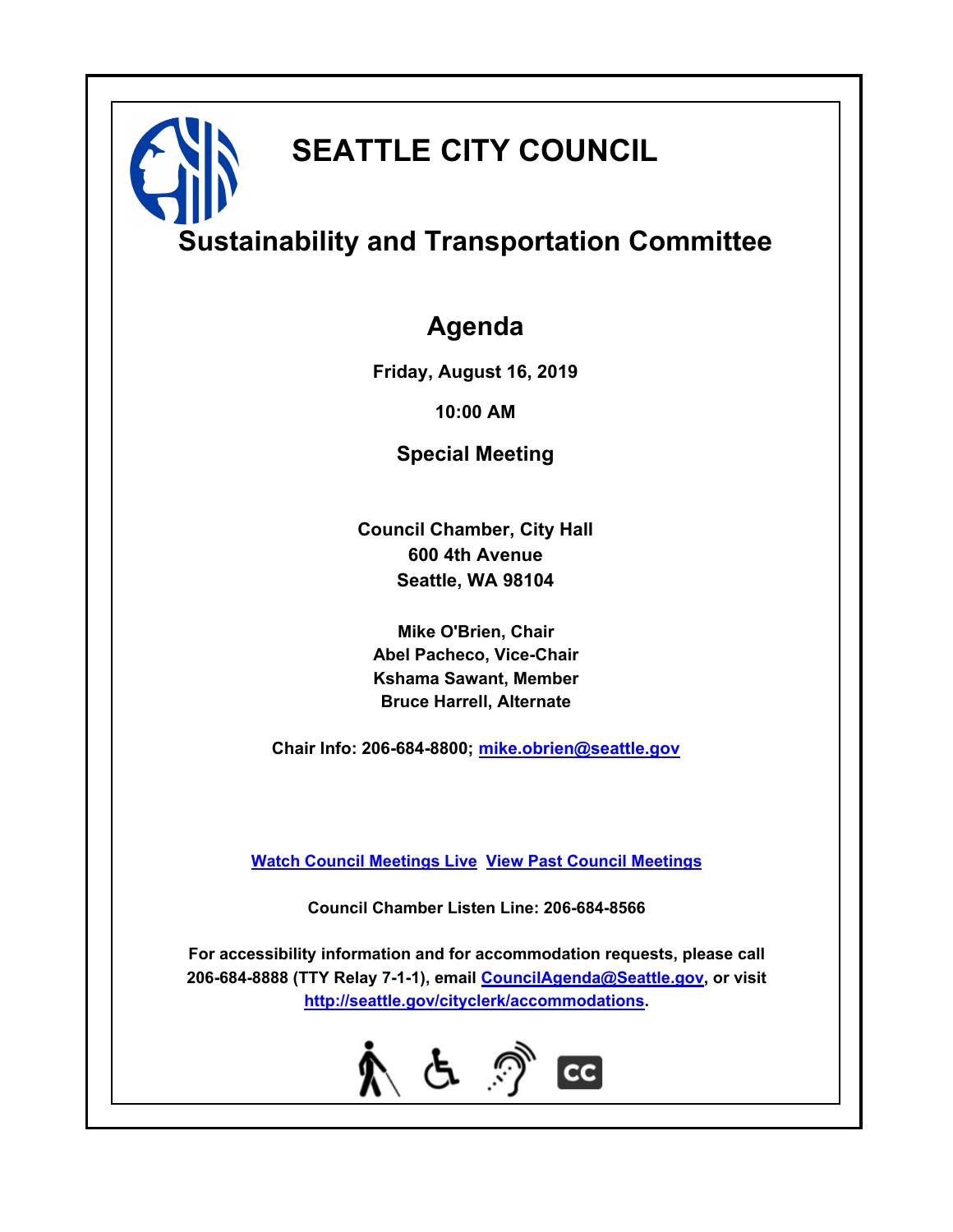# SEATTLE CITY COUNCIL

## Sustainability and Transportation Committee

## Agenda

**Friday, August 16, 2019**

**10:00 AM**

**Special Meeting**

**Council Chamber, City Hall**
**600 4th Avenue**
**Seattle, WA 98104**

**Mike O'Brien, Chair**
**Abel Pacheco, Vice-Chair**
**Kshama Sawant, Member**
**Bruce Harrell, Alternate**

**Chair Info: 206-684-8800; mike.obrien@seattle.gov**

**Watch Council Meetings Live** **View Past Council Meetings**

**Council Chamber Listen Line: 206-684-8566**

**For accessibility information and for accommodation requests, please call 206-684-8888 (TTY Relay 7-1-1), email CouncilAgenda@Seattle.gov, or visit http://seattle.gov/cityclerk/accommodations.**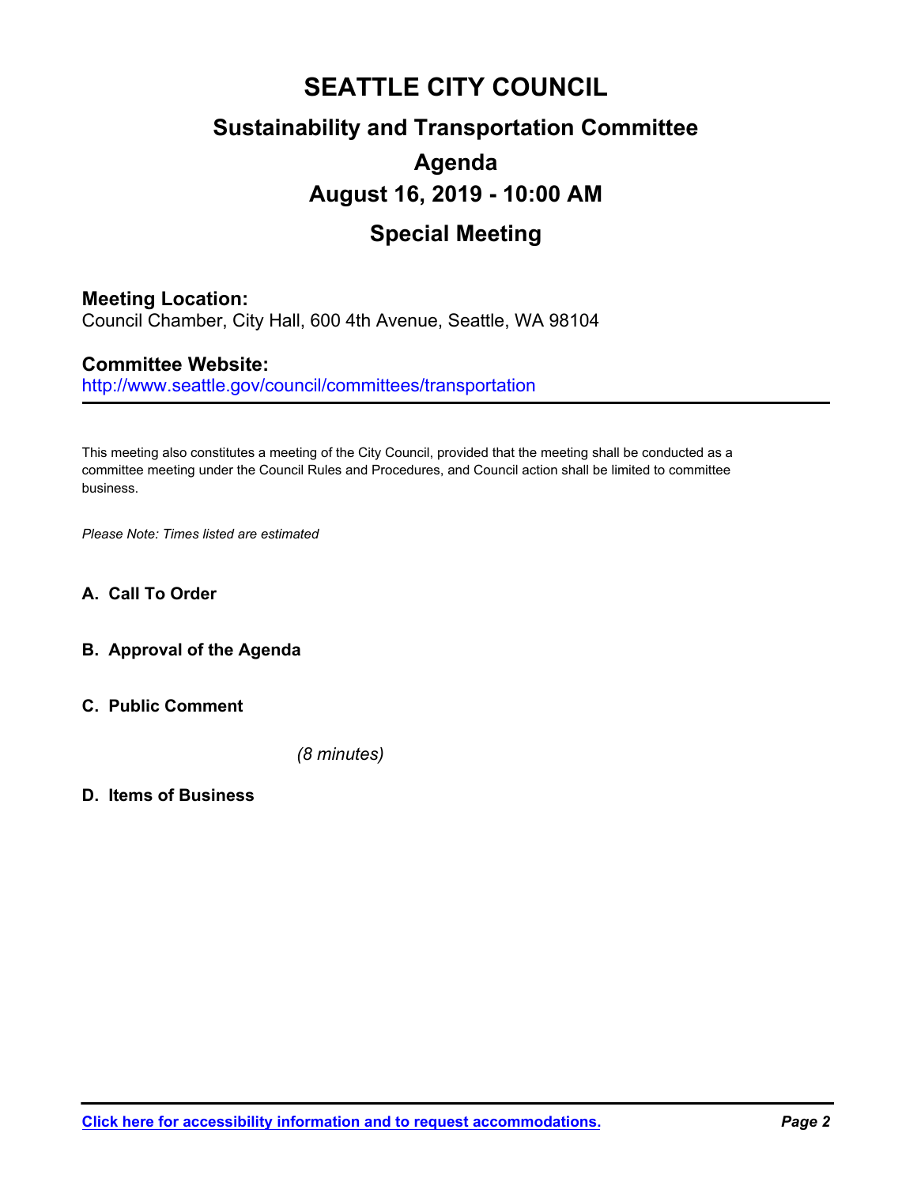# SEATTLE CITY COUNCIL

## Sustainability and Transportation Committee

## Agenda

## August 16, 2019 - 10:00 AM

## Special Meeting

**Meeting Location:**
Council Chamber, City Hall, 600 4th Avenue, Seattle, WA 98104

**Committee Website:**
http://www.seattle.gov/council/committees/transportation

---

This meeting also constitutes a meeting of the City Council, provided that the meeting shall be conducted as a committee meeting under the Council Rules and Procedures, and Council action shall be limited to committee business.

*Please Note: Times listed are estimated*

**A. Call To Order**

**B. Approval of the Agenda**

**C. Public Comment**

*(8 minutes)*

**D. Items of Business**

[Click here for accessibility information and to request accommodations.]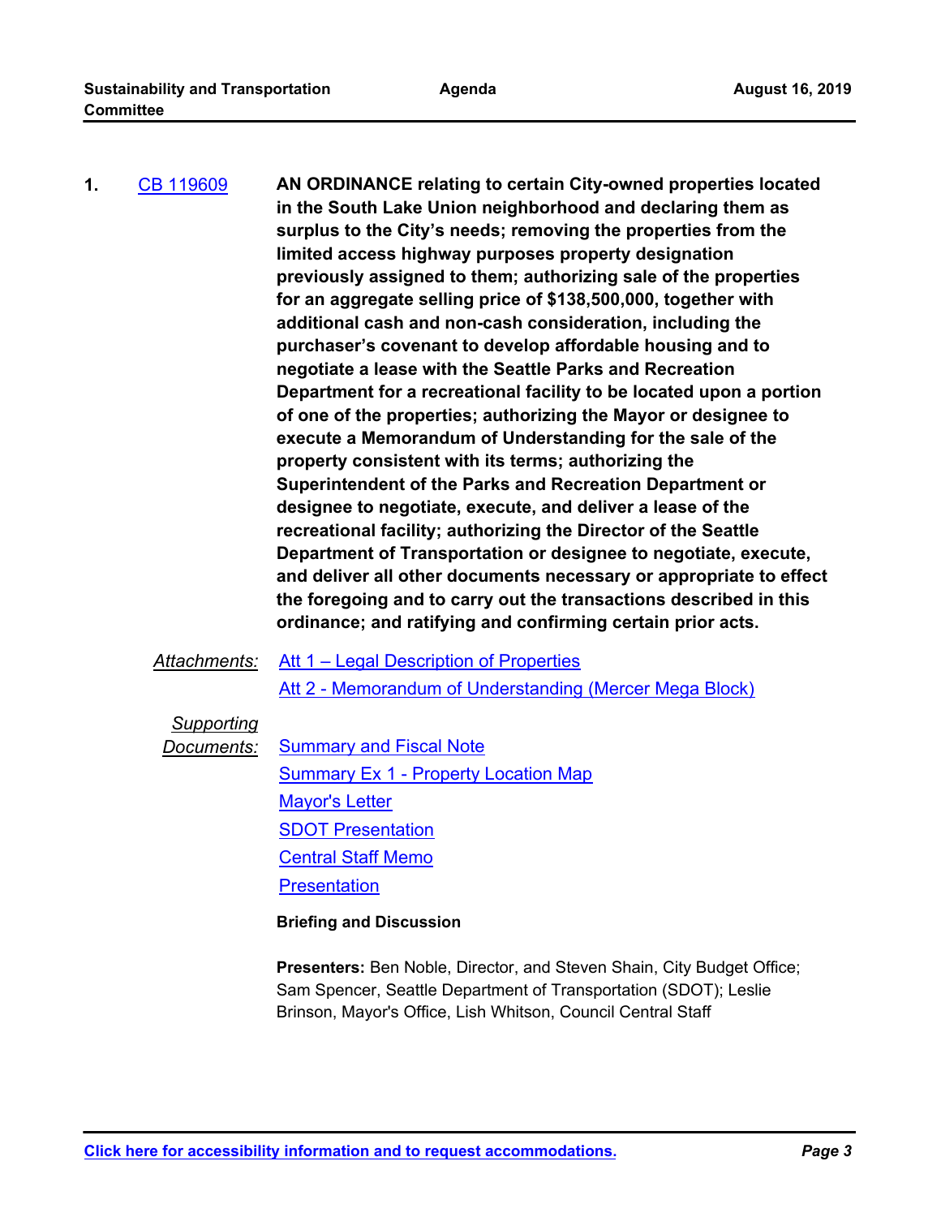**1.** CB 119609 **AN ORDINANCE relating to certain City-owned properties located in the South Lake Union neighborhood and declaring them as surplus to the City's needs; removing the properties from the limited access highway purposes property designation previously assigned to them; authorizing sale of the properties for an aggregate selling price of $138,500,000, together with additional cash and non-cash consideration, including the purchaser's covenant to develop affordable housing and to negotiate a lease with the Seattle Parks and Recreation Department for a recreational facility to be located upon a portion of one of the properties; authorizing the Mayor or designee to execute a Memorandum of Understanding for the sale of the property consistent with its terms; authorizing the Superintendent of the Parks and Recreation Department or designee to negotiate, execute, and deliver a lease of the recreational facility; authorizing the Director of the Seattle Department of Transportation or designee to negotiate, execute, and deliver all other documents necessary or appropriate to effect the foregoing and to carry out the transactions described in this ordinance; and ratifying and confirming certain prior acts.**

*Attachments:* Att 1 – Legal Description of Properties
Att 2 - Memorandum of Understanding (Mercer Mega Block)

*Supporting Documents:* Summary and Fiscal Note
Summary Ex 1 - Property Location Map
Mayor's Letter
SDOT Presentation
Central Staff Memo
Presentation

**Briefing and Discussion**

**Presenters:** Ben Noble, Director, and Steven Shain, City Budget Office; Sam Spencer, Seattle Department of Transportation (SDOT); Leslie Brinson, Mayor's Office, Lish Whitson, Council Central Staff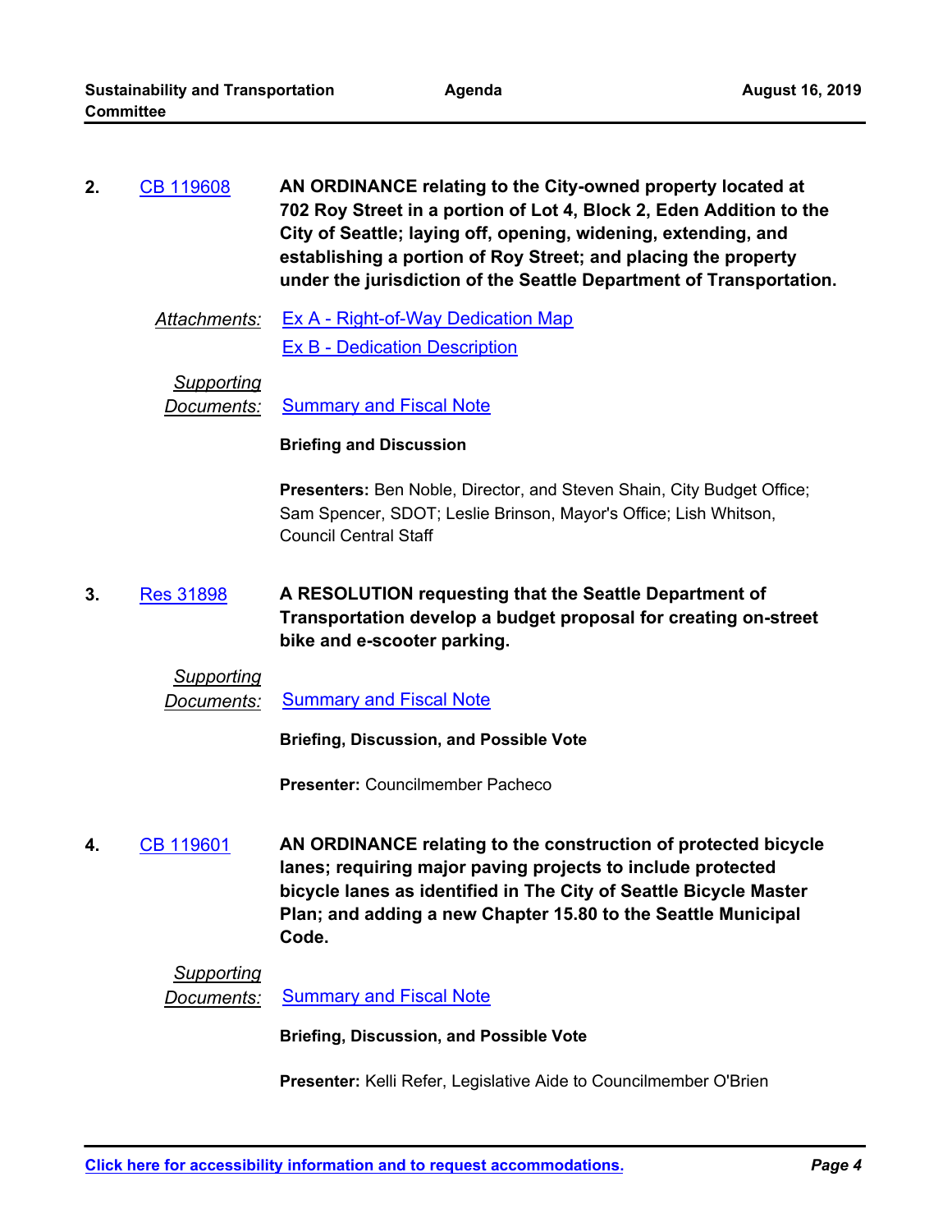**2.** CB 119608 **AN ORDINANCE relating to the City-owned property located at 702 Roy Street in a portion of Lot 4, Block 2, Eden Addition to the City of Seattle; laying off, opening, widening, extending, and establishing a portion of Roy Street; and placing the property under the jurisdiction of the Seattle Department of Transportation.**

*Attachments:* Ex A - Right-of-Way Dedication Map
Ex B - Dedication Description

*Supporting Documents:* Summary and Fiscal Note

**Briefing and Discussion**

**Presenters:** Ben Noble, Director, and Steven Shain, City Budget Office; Sam Spencer, SDOT; Leslie Brinson, Mayor's Office; Lish Whitson, Council Central Staff

**3.** Res 31898 **A RESOLUTION requesting that the Seattle Department of Transportation develop a budget proposal for creating on-street bike and e-scooter parking.**

*Supporting Documents:* Summary and Fiscal Note

**Briefing, Discussion, and Possible Vote**

**Presenter:** Councilmember Pacheco

**4.** CB 119601 **AN ORDINANCE relating to the construction of protected bicycle lanes; requiring major paving projects to include protected bicycle lanes as identified in The City of Seattle Bicycle Master Plan; and adding a new Chapter 15.80 to the Seattle Municipal Code.**

*Supporting Documents:* Summary and Fiscal Note

**Briefing, Discussion, and Possible Vote**

**Presenter:** Kelli Refer, Legislative Aide to Councilmember O'Brien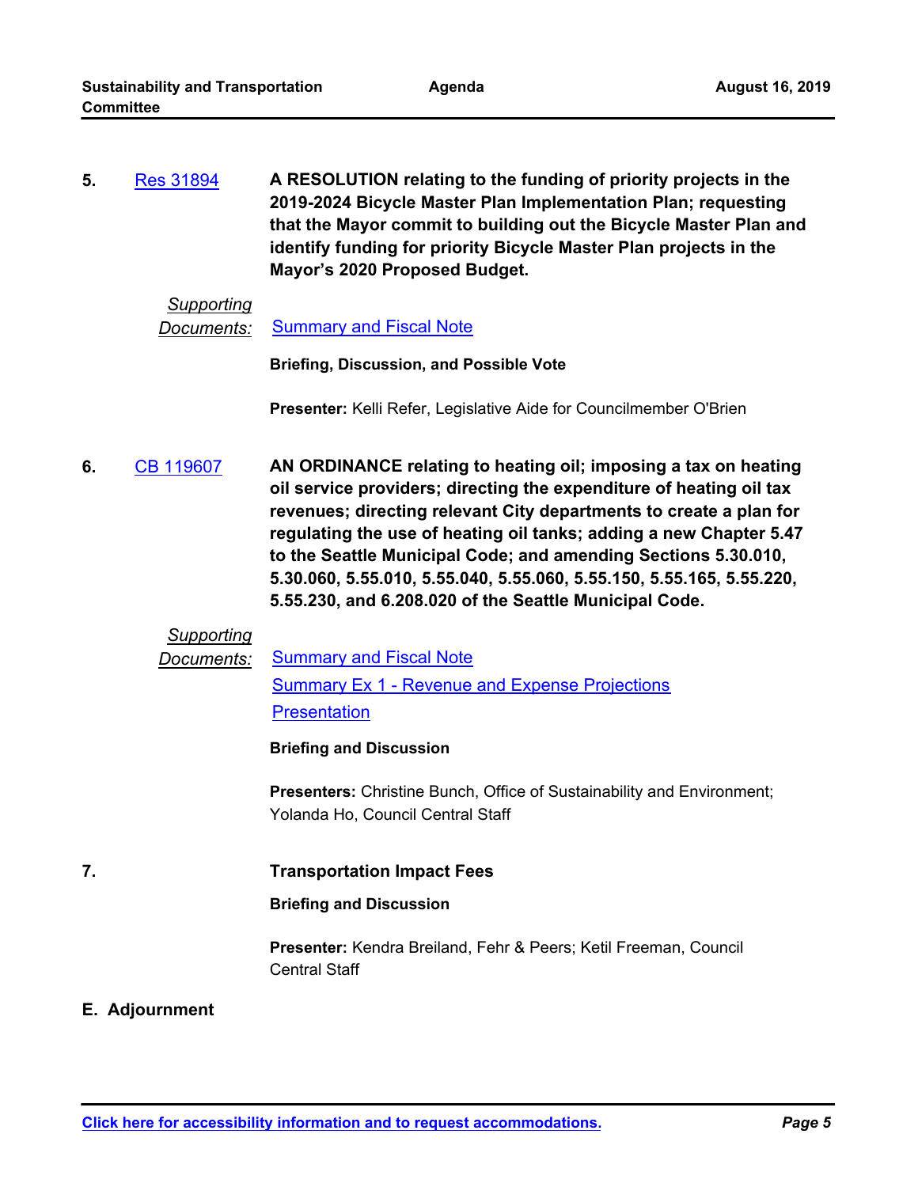**5.** [Res 31894](#) **A RESOLUTION relating to the funding of priority projects in the 2019-2024 Bicycle Master Plan Implementation Plan; requesting that the Mayor commit to building out the Bicycle Master Plan and identify funding for priority Bicycle Master Plan projects in the Mayor's 2020 Proposed Budget.**

*Supporting Documents:* [Summary and Fiscal Note](#)

**Briefing, Discussion, and Possible Vote**

**Presenter:** Kelli Refer, Legislative Aide for Councilmember O'Brien

**6.** [CB 119607](#) **AN ORDINANCE relating to heating oil; imposing a tax on heating oil service providers; directing the expenditure of heating oil tax revenues; directing relevant City departments to create a plan for regulating the use of heating oil tanks; adding a new Chapter 5.47 to the Seattle Municipal Code; and amending Sections 5.30.010, 5.30.060, 5.55.010, 5.55.040, 5.55.060, 5.55.150, 5.55.165, 5.55.220, 5.55.230, and 6.208.020 of the Seattle Municipal Code.**

*Supporting Documents:* [Summary and Fiscal Note](#)
[Summary Ex 1 - Revenue and Expense Projections](#)
[Presentation](#)

**Briefing and Discussion**

**Presenters:** Christine Bunch, Office of Sustainability and Environment; Yolanda Ho, Council Central Staff

**7.** **Transportation Impact Fees**

**Briefing and Discussion**

**Presenter:** Kendra Breiland, Fehr & Peers; Ketil Freeman, Council Central Staff

**E. Adjournment**

[Click here for accessibility information and to request accommodations.](#)